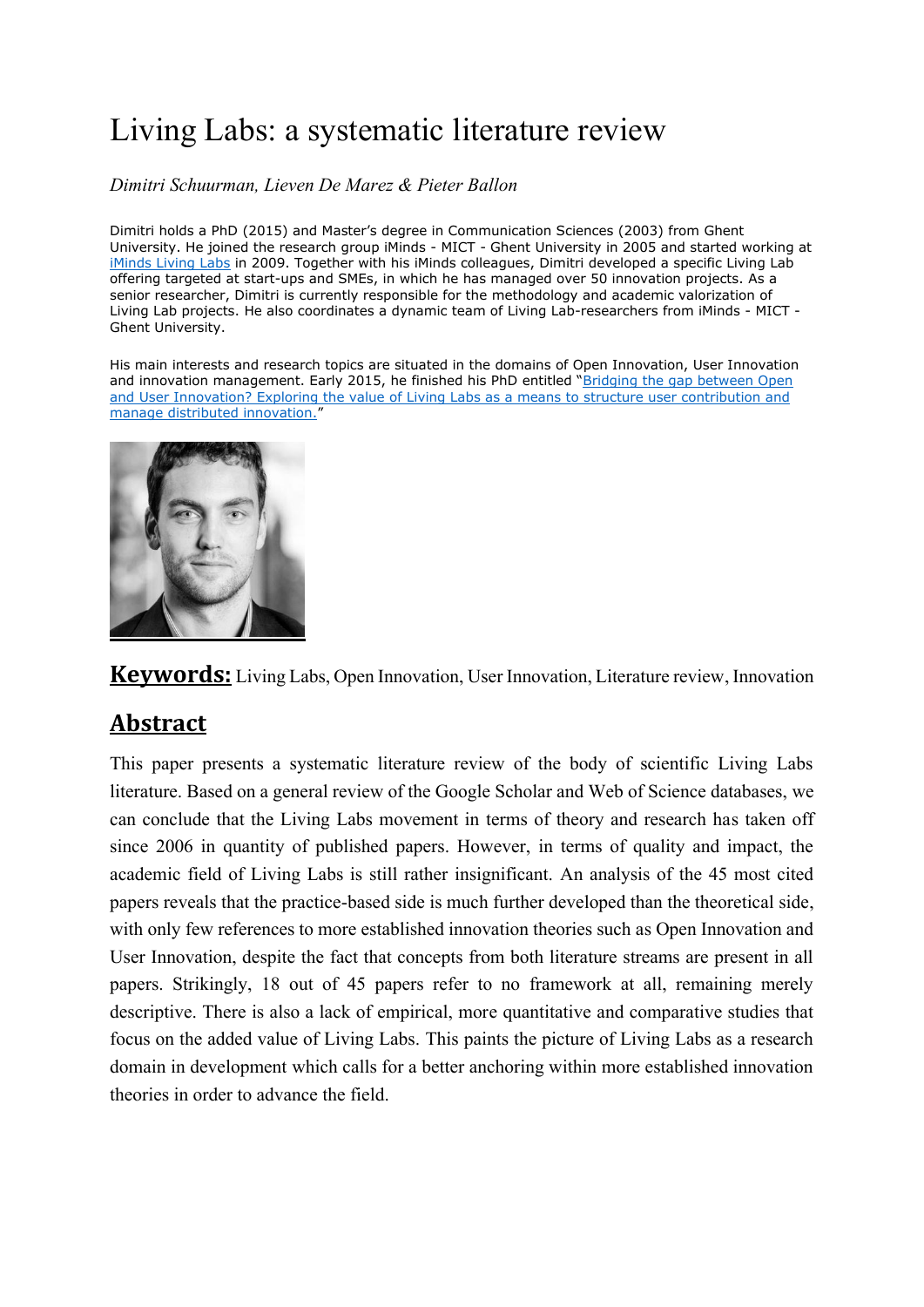# Living Labs: a systematic literature review

*Dimitri Schuurman, Lieven De Marez & Pieter Ballon*

Dimitri holds a PhD (2015) and Master's degree in Communication Sciences (2003) from Ghent University. He joined the research group iMinds - MICT - Ghent University in 2005 and started working at iMinds Living Labs in 2009. Together with his iMinds colleagues, Dimitri developed a specific Living Lab offering targeted at start-ups and SMEs, in which he has managed over 50 innovation projects. As a senior researcher, Dimitri is currently responsible for the methodology and academic valorization of Living Lab projects. He also coordinates a dynamic team of Living Lab-researchers from iMinds - MICT - Ghent University.

His main interests and research topics are situated in the domains of Open Innovation, User Innovation and innovation management. Early 2015, he finished his PhD entitled "Bridging the gap between Open and User Innovation? Exploring the value of Living Labs as a means to structure user contribution and manage distributed innovation."

**Keywords:** Living Labs, Open Innovation, User Innovation, Literature review, Innovation

## Abstract

This paper presents a systematic literature review of the body of scientific Living Labs literature. Based on a general review of the Google Scholar and Web of Science databases, we can conclude that the Living Labs movement in terms of theory and research has taken off since 2006 in quantity of published papers. However, in terms of quality and impact, the academic field of Living Labs is still rather insignificant. An analysis of the 45 most cited papers reveals that the practice-based side is much further developed than the theoretical side, with only few references to more established innovation theories such as Open Innovation and User Innovation, despite the fact that concepts from both literature streams are present in all papers. Strikingly, 18 out of 45 papers refer to no framework at all, remaining merely descriptive. There is also a lack of empirical, more quantitative and comparative studies that focus on the added value of Living Labs. This paints the picture of Living Labs as a research domain in development which calls for a better anchoring within more established innovation theories in order to advance the field.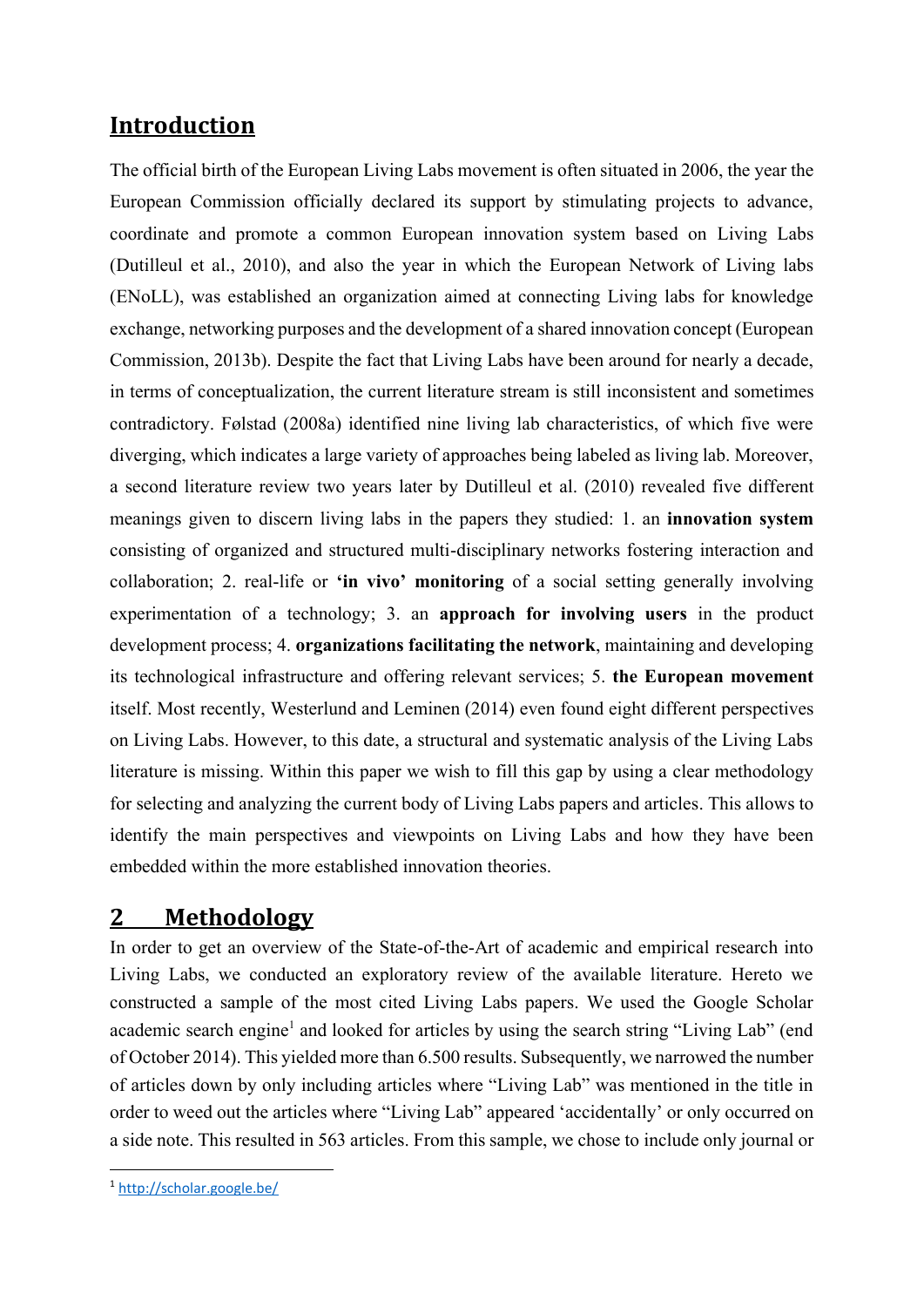# Introduction

The official birth of the European Living Labs movement is often situated in 2006, the year the European Commission officially declared its support by stimulating projects to advance, coordinate and promote a common European innovation system based on Living Labs (Dutilleul et al., 2010), and also the year in which the European Network of Living labs (ENoLL), was established an organization aimed at connecting Living labs for knowledge exchange, networking purposes and the development of a shared innovation concept (European Commission, 2013b). Despite the fact that Living Labs have been around for nearly a decade, in terms of conceptualization, the current literature stream is still inconsistent and sometimes contradictory. Følstad (2008a) identified nine living lab characteristics, of which five were diverging, which indicates a large variety of approaches being labeled as living lab. Moreover, a second literature review two years later by Dutilleul et al. (2010) revealed five different meanings given to discern living labs in the papers they studied: 1. an **innovation system** consisting of organized and structured multi-disciplinary networks fostering interaction and collaboration; 2. real-life or **'in vivo' monitoring** of a social setting generally involving experimentation of a technology; 3. an **approach for involving users** in the product development process; 4. **organizations facilitating the network**, maintaining and developing its technological infrastructure and offering relevant services; 5. **the European movement** itself. Most recently, Westerlund and Leminen (2014) even found eight different perspectives on Living Labs. However, to this date, a structural and systematic analysis of the Living Labs literature is missing. Within this paper we wish to fill this gap by using a clear methodology for selecting and analyzing the current body of Living Labs papers and articles. This allows to identify the main perspectives and viewpoints on Living Labs and how they have been embedded within the more established innovation theories.

## 2 Methodology

In order to get an overview of the State-of-the-Art of academic and empirical research into Living Labs, we conducted an exploratory review of the available literature. Hereto we constructed a sample of the most cited Living Labs papers. We used the Google Scholar academic search engine[1] and looked for articles by using the search string "Living Lab" (end of October 2014). This yielded more than 6.500 results. Subsequently, we narrowed the number of articles down by only including articles where "Living Lab" was mentioned in the title in order to weed out the articles where "Living Lab" appeared 'accidentally' or only occurred on a side note. This resulted in 563 articles. From this sample, we chose to include only journal or

[1] http://scholar.google.be/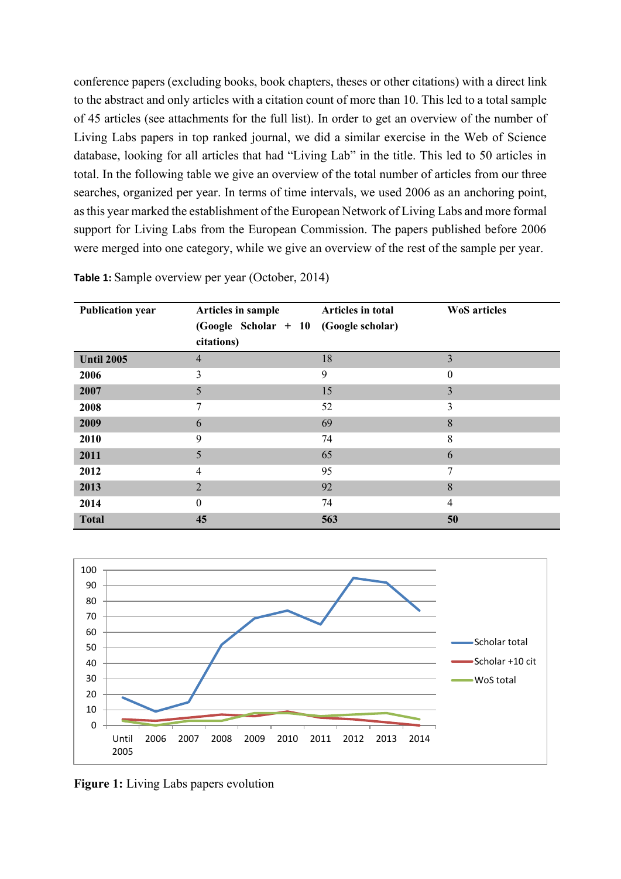conference papers (excluding books, book chapters, theses or other citations) with a direct link to the abstract and only articles with a citation count of more than 10. This led to a total sample of 45 articles (see attachments for the full list). In order to get an overview of the number of Living Labs papers in top ranked journal, we did a similar exercise in the Web of Science database, looking for all articles that had "Living Lab" in the title. This led to 50 articles in total. In the following table we give an overview of the total number of articles from our three searches, organized per year. In terms of time intervals, we used 2006 as an anchoring point, as this year marked the establishment of the European Network of Living Labs and more formal support for Living Labs from the European Commission. The papers published before 2006 were merged into one category, while we give an overview of the rest of the sample per year.

**Table 1:** Sample overview per year (October, 2014)

| Publication year | Articles in sample (Google Scholar + 10 citations) | Articles in total (Google scholar) | WoS articles |
|---|---|---|---|
| **Until 2005** | 4 | 18 | 3 |
| **2006** | 3 | 9 | 0 |
| **2007** | 5 | 15 | 3 |
| **2008** | 7 | 52 | 3 |
| **2009** | 6 | 69 | 8 |
| **2010** | 9 | 74 | 8 |
| **2011** | 5 | 65 | 6 |
| **2012** | 4 | 95 | 7 |
| **2013** | 2 | 92 | 8 |
| **2014** | 0 | 74 | 4 |
| **Total** | **45** | **563** | **50** |

**Figure 1:** Living Labs papers evolution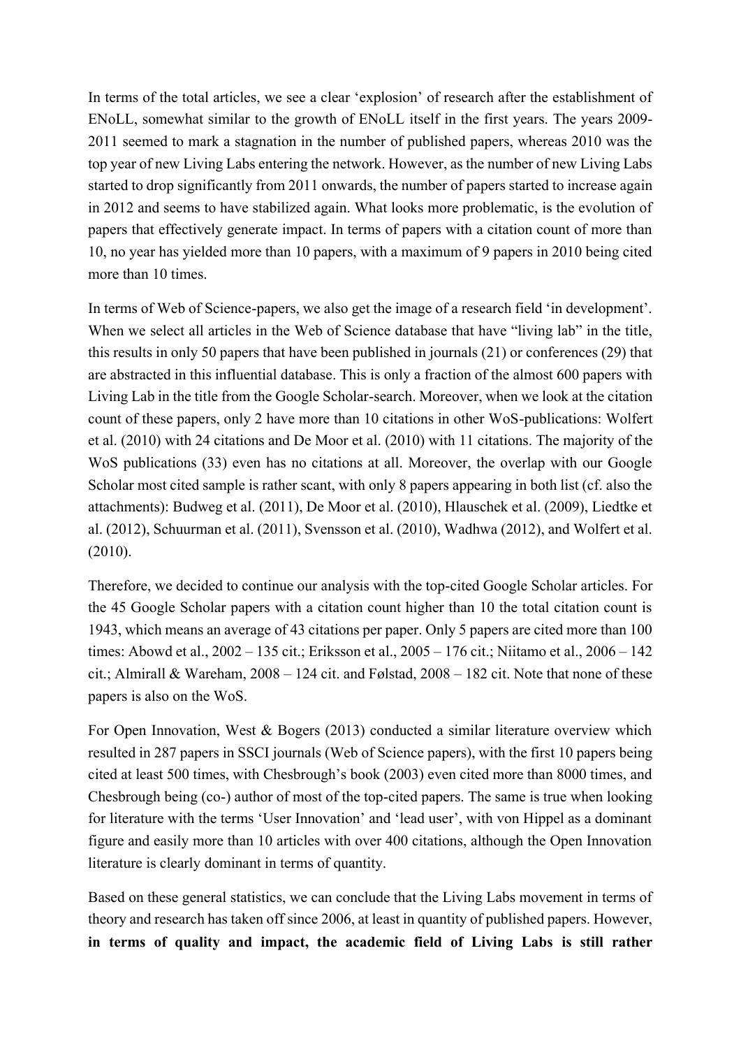In terms of the total articles, we see a clear 'explosion' of research after the establishment of ENoLL, somewhat similar to the growth of ENoLL itself in the first years. The years 2009-2011 seemed to mark a stagnation in the number of published papers, whereas 2010 was the top year of new Living Labs entering the network. However, as the number of new Living Labs started to drop significantly from 2011 onwards, the number of papers started to increase again in 2012 and seems to have stabilized again. What looks more problematic, is the evolution of papers that effectively generate impact. In terms of papers with a citation count of more than 10, no year has yielded more than 10 papers, with a maximum of 9 papers in 2010 being cited more than 10 times.

In terms of Web of Science-papers, we also get the image of a research field 'in development'. When we select all articles in the Web of Science database that have "living lab" in the title, this results in only 50 papers that have been published in journals (21) or conferences (29) that are abstracted in this influential database. This is only a fraction of the almost 600 papers with Living Lab in the title from the Google Scholar-search. Moreover, when we look at the citation count of these papers, only 2 have more than 10 citations in other WoS-publications: Wolfert et al. (2010) with 24 citations and De Moor et al. (2010) with 11 citations. The majority of the WoS publications (33) even has no citations at all. Moreover, the overlap with our Google Scholar most cited sample is rather scant, with only 8 papers appearing in both list (cf. also the attachments): Budweg et al. (2011), De Moor et al. (2010), Hlauschek et al. (2009), Liedtke et al. (2012), Schuurman et al. (2011), Svensson et al. (2010), Wadhwa (2012), and Wolfert et al. (2010).

Therefore, we decided to continue our analysis with the top-cited Google Scholar articles. For the 45 Google Scholar papers with a citation count higher than 10 the total citation count is 1943, which means an average of 43 citations per paper. Only 5 papers are cited more than 100 times: Abowd et al., 2002 – 135 cit.; Eriksson et al., 2005 – 176 cit.; Niitamo et al., 2006 – 142 cit.; Almirall & Wareham, 2008 – 124 cit. and Følstad, 2008 – 182 cit. Note that none of these papers is also on the WoS.

For Open Innovation, West & Bogers (2013) conducted a similar literature overview which resulted in 287 papers in SSCI journals (Web of Science papers), with the first 10 papers being cited at least 500 times, with Chesbrough's book (2003) even cited more than 8000 times, and Chesbrough being (co-) author of most of the top-cited papers. The same is true when looking for literature with the terms 'User Innovation' and 'lead user', with von Hippel as a dominant figure and easily more than 10 articles with over 400 citations, although the Open Innovation literature is clearly dominant in terms of quantity.

Based on these general statistics, we can conclude that the Living Labs movement in terms of theory and research has taken off since 2006, at least in quantity of published papers. However, **in terms of quality and impact, the academic field of Living Labs is still rather**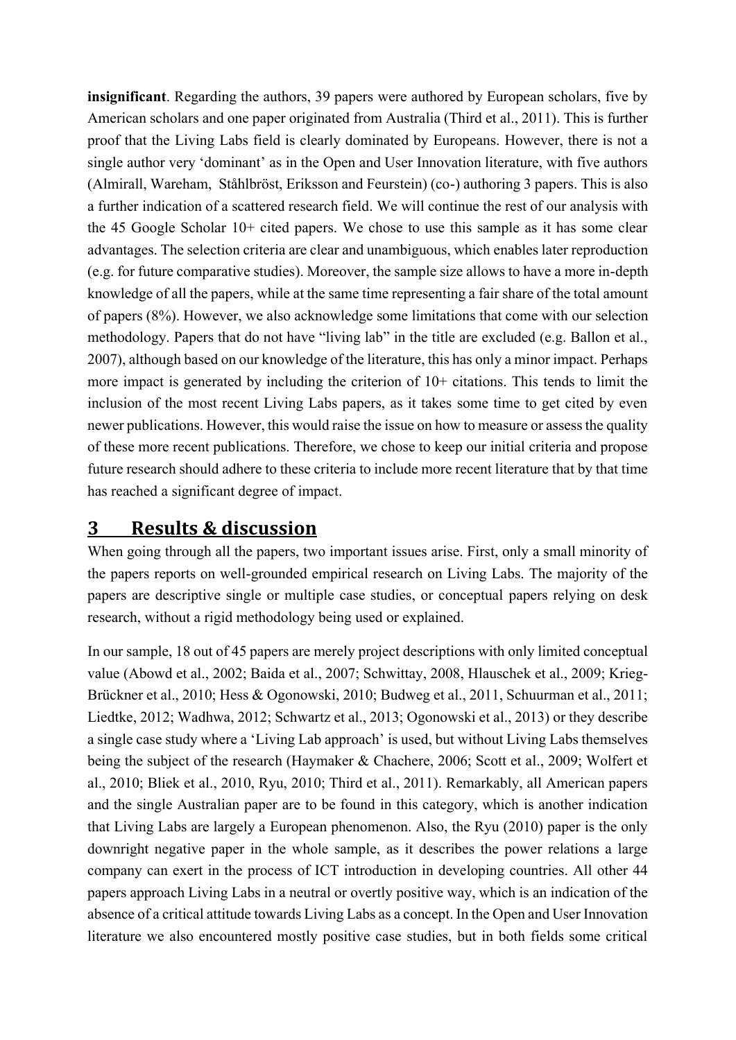**insignificant**. Regarding the authors, 39 papers were authored by European scholars, five by American scholars and one paper originated from Australia (Third et al., 2011). This is further proof that the Living Labs field is clearly dominated by Europeans. However, there is not a single author very 'dominant' as in the Open and User Innovation literature, with five authors (Almirall, Wareham, Ståhlbröst, Eriksson and Feurstein) (co-) authoring 3 papers. This is also a further indication of a scattered research field. We will continue the rest of our analysis with the 45 Google Scholar 10+ cited papers. We chose to use this sample as it has some clear advantages. The selection criteria are clear and unambiguous, which enables later reproduction (e.g. for future comparative studies). Moreover, the sample size allows to have a more in-depth knowledge of all the papers, while at the same time representing a fair share of the total amount of papers (8%). However, we also acknowledge some limitations that come with our selection methodology. Papers that do not have "living lab" in the title are excluded (e.g. Ballon et al., 2007), although based on our knowledge of the literature, this has only a minor impact. Perhaps more impact is generated by including the criterion of 10+ citations. This tends to limit the inclusion of the most recent Living Labs papers, as it takes some time to get cited by even newer publications. However, this would raise the issue on how to measure or assess the quality of these more recent publications. Therefore, we chose to keep our initial criteria and propose future research should adhere to these criteria to include more recent literature that by that time has reached a significant degree of impact.

# 3 Results & discussion

When going through all the papers, two important issues arise. First, only a small minority of the papers reports on well-grounded empirical research on Living Labs. The majority of the papers are descriptive single or multiple case studies, or conceptual papers relying on desk research, without a rigid methodology being used or explained.

In our sample, 18 out of 45 papers are merely project descriptions with only limited conceptual value (Abowd et al., 2002; Baida et al., 2007; Schwittay, 2008, Hlauschek et al., 2009; Krieg-Brückner et al., 2010; Hess & Ogonowski, 2010; Budweg et al., 2011, Schuurman et al., 2011; Liedtke, 2012; Wadhwa, 2012; Schwartz et al., 2013; Ogonowski et al., 2013) or they describe a single case study where a 'Living Lab approach' is used, but without Living Labs themselves being the subject of the research (Haymaker & Chachere, 2006; Scott et al., 2009; Wolfert et al., 2010; Bliek et al., 2010, Ryu, 2010; Third et al., 2011). Remarkably, all American papers and the single Australian paper are to be found in this category, which is another indication that Living Labs are largely a European phenomenon. Also, the Ryu (2010) paper is the only downright negative paper in the whole sample, as it describes the power relations a large company can exert in the process of ICT introduction in developing countries. All other 44 papers approach Living Labs in a neutral or overtly positive way, which is an indication of the absence of a critical attitude towards Living Labs as a concept. In the Open and User Innovation literature we also encountered mostly positive case studies, but in both fields some critical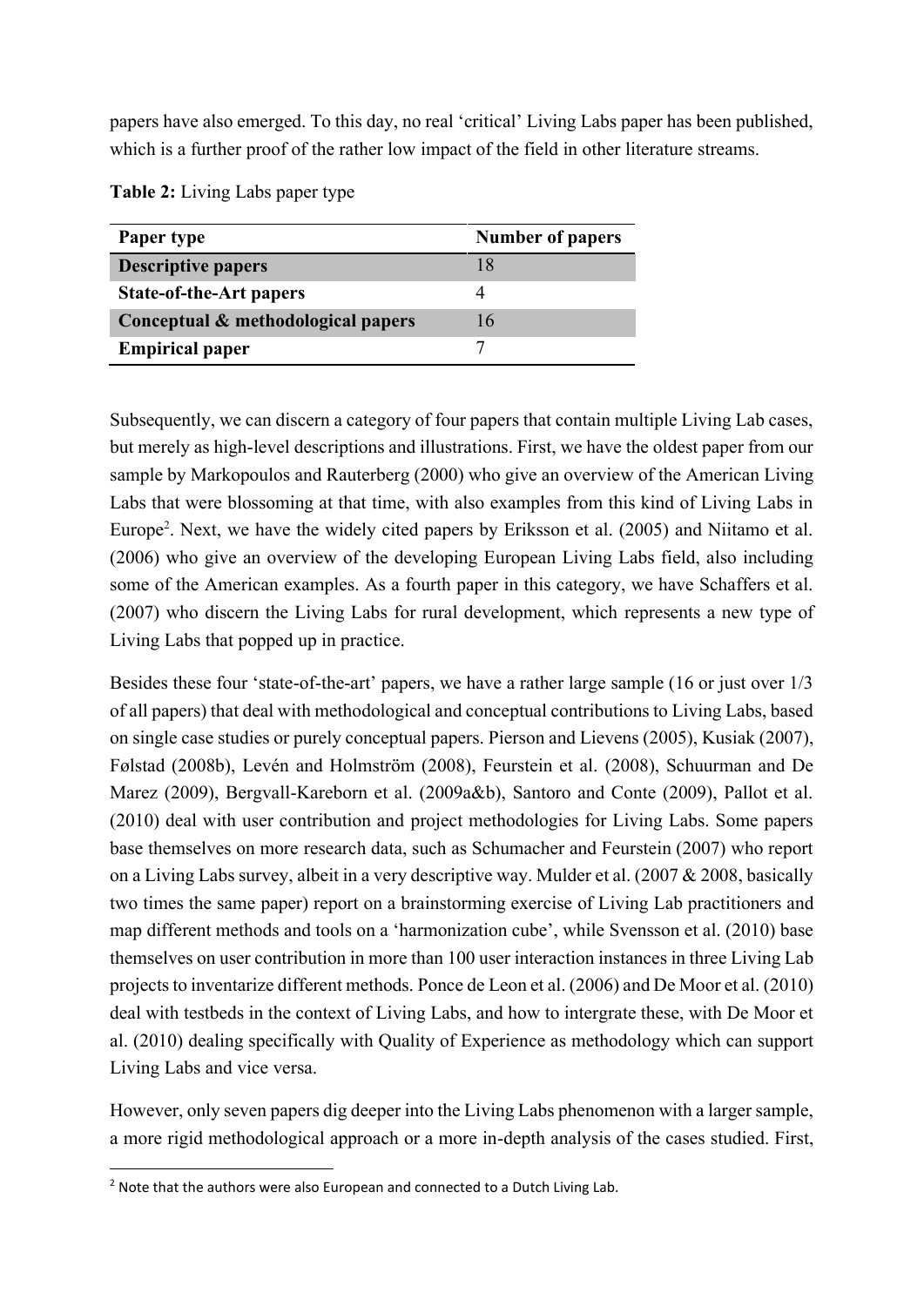papers have also emerged. To this day, no real 'critical' Living Labs paper has been published, which is a further proof of the rather low impact of the field in other literature streams.

**Table 2:** Living Labs paper type

| Paper type | Number of papers |
| --- | --- |
| **Descriptive papers** | 18 |
| **State-of-the-Art papers** | 4 |
| **Conceptual & methodological papers** | 16 |
| **Empirical paper** | 7 |

Subsequently, we can discern a category of four papers that contain multiple Living Lab cases, but merely as high-level descriptions and illustrations. First, we have the oldest paper from our sample by Markopoulos and Rauterberg (2000) who give an overview of the American Living Labs that were blossoming at that time, with also examples from this kind of Living Labs in Europe[2]. Next, we have the widely cited papers by Eriksson et al. (2005) and Niitamo et al. (2006) who give an overview of the developing European Living Labs field, also including some of the American examples. As a fourth paper in this category, we have Schaffers et al. (2007) who discern the Living Labs for rural development, which represents a new type of Living Labs that popped up in practice.

Besides these four 'state-of-the-art' papers, we have a rather large sample (16 or just over 1/3 of all papers) that deal with methodological and conceptual contributions to Living Labs, based on single case studies or purely conceptual papers. Pierson and Lievens (2005), Kusiak (2007), Følstad (2008b), Levén and Holmström (2008), Feurstein et al. (2008), Schuurman and De Marez (2009), Bergvall-Kareborn et al. (2009a&b), Santoro and Conte (2009), Pallot et al. (2010) deal with user contribution and project methodologies for Living Labs. Some papers base themselves on more research data, such as Schumacher and Feurstein (2007) who report on a Living Labs survey, albeit in a very descriptive way. Mulder et al. (2007 & 2008, basically two times the same paper) report on a brainstorming exercise of Living Lab practitioners and map different methods and tools on a 'harmonization cube', while Svensson et al. (2010) base themselves on user contribution in more than 100 user interaction instances in three Living Lab projects to inventarize different methods. Ponce de Leon et al. (2006) and De Moor et al. (2010) deal with testbeds in the context of Living Labs, and how to intergrate these, with De Moor et al. (2010) dealing specifically with Quality of Experience as methodology which can support Living Labs and vice versa.

However, only seven papers dig deeper into the Living Labs phenomenon with a larger sample, a more rigid methodological approach or a more in-depth analysis of the cases studied. First,

[2] Note that the authors were also European and connected to a Dutch Living Lab.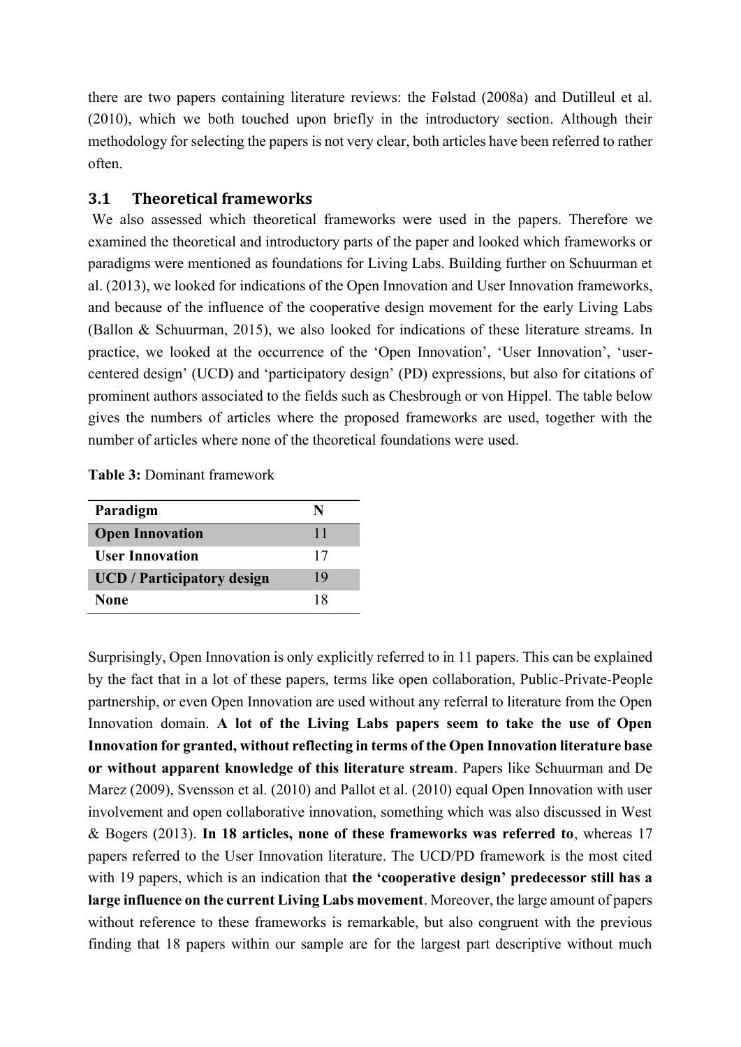there are two papers containing literature reviews: the Følstad (2008a) and Dutilleul et al. (2010), which we both touched upon briefly in the introductory section. Although their methodology for selecting the papers is not very clear, both articles have been referred to rather often.

## 3.1 Theoretical frameworks

We also assessed which theoretical frameworks were used in the papers. Therefore we examined the theoretical and introductory parts of the paper and looked which frameworks or paradigms were mentioned as foundations for Living Labs. Building further on Schuurman et al. (2013), we looked for indications of the Open Innovation and User Innovation frameworks, and because of the influence of the cooperative design movement for the early Living Labs (Ballon & Schuurman, 2015), we also looked for indications of these literature streams. In practice, we looked at the occurrence of the 'Open Innovation', 'User Innovation', 'user-centered design' (UCD) and 'participatory design' (PD) expressions, but also for citations of prominent authors associated to the fields such as Chesbrough or von Hippel. The table below gives the numbers of articles where the proposed frameworks are used, together with the number of articles where none of the theoretical foundations were used.

**Table 3:** Dominant framework

| Paradigm | N |
| --- | --- |
| **Open Innovation** | 11 |
| **User Innovation** | 17 |
| **UCD / Participatory design** | 19 |
| **None** | 18 |

Surprisingly, Open Innovation is only explicitly referred to in 11 papers. This can be explained by the fact that in a lot of these papers, terms like open collaboration, Public-Private-People partnership, or even Open Innovation are used without any referral to literature from the Open Innovation domain. **A lot of the Living Labs papers seem to take the use of Open Innovation for granted, without reflecting in terms of the Open Innovation literature base or without apparent knowledge of this literature stream**. Papers like Schuurman and De Marez (2009), Svensson et al. (2010) and Pallot et al. (2010) equal Open Innovation with user involvement and open collaborative innovation, something which was also discussed in West & Bogers (2013). **In 18 articles, none of these frameworks was referred to**, whereas 17 papers referred to the User Innovation literature. The UCD/PD framework is the most cited with 19 papers, which is an indication that **the 'cooperative design' predecessor still has a large influence on the current Living Labs movement**. Moreover, the large amount of papers without reference to these frameworks is remarkable, but also congruent with the previous finding that 18 papers within our sample are for the largest part descriptive without much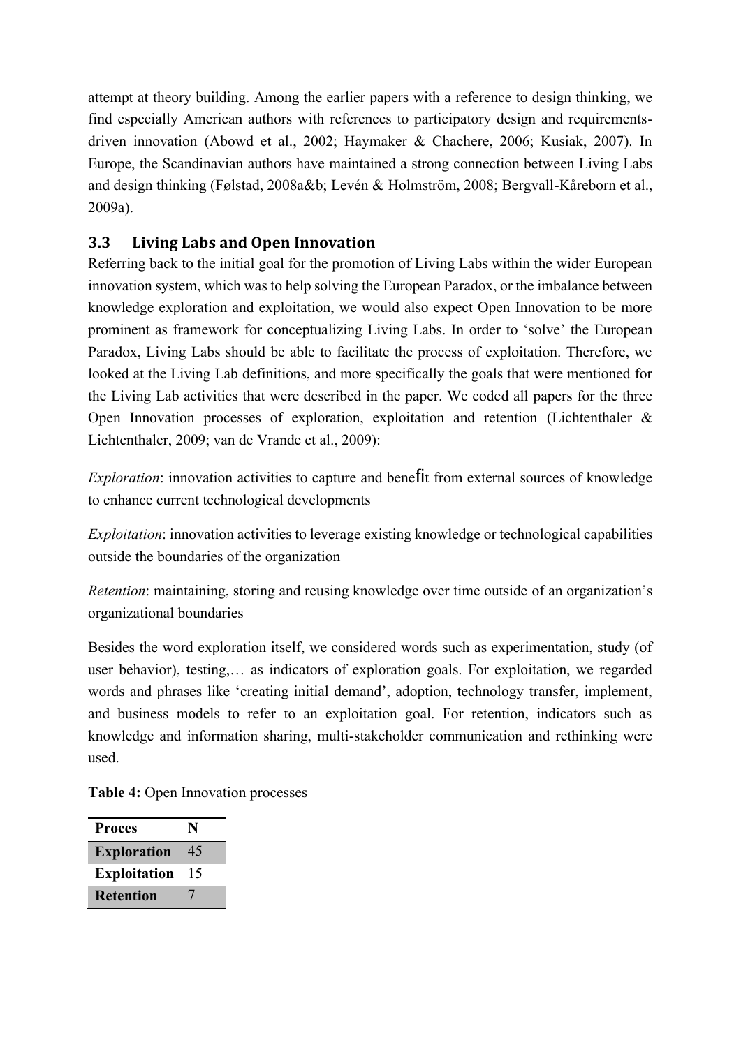attempt at theory building. Among the earlier papers with a reference to design thinking, we find especially American authors with references to participatory design and requirements-driven innovation (Abowd et al., 2002; Haymaker & Chachere, 2006; Kusiak, 2007). In Europe, the Scandinavian authors have maintained a strong connection between Living Labs and design thinking (Følstad, 2008a&b; Levén & Holmström, 2008; Bergvall-Kåreborn et al., 2009a).

### 3.3 Living Labs and Open Innovation

Referring back to the initial goal for the promotion of Living Labs within the wider European innovation system, which was to help solving the European Paradox, or the imbalance between knowledge exploration and exploitation, we would also expect Open Innovation to be more prominent as framework for conceptualizing Living Labs. In order to 'solve' the European Paradox, Living Labs should be able to facilitate the process of exploitation. Therefore, we looked at the Living Lab definitions, and more specifically the goals that were mentioned for the Living Lab activities that were described in the paper. We coded all papers for the three Open Innovation processes of exploration, exploitation and retention (Lichtenthaler & Lichtenthaler, 2009; van de Vrande et al., 2009):

*Exploration*: innovation activities to capture and benefit from external sources of knowledge to enhance current technological developments

*Exploitation*: innovation activities to leverage existing knowledge or technological capabilities outside the boundaries of the organization

*Retention*: maintaining, storing and reusing knowledge over time outside of an organization's organizational boundaries

Besides the word exploration itself, we considered words such as experimentation, study (of user behavior), testing,… as indicators of exploration goals. For exploitation, we regarded words and phrases like 'creating initial demand', adoption, technology transfer, implement, and business models to refer to an exploitation goal. For retention, indicators such as knowledge and information sharing, multi-stakeholder communication and rethinking were used.

**Table 4:** Open Innovation processes

| Proces | N |
|---|---|
| **Exploration** | 45 |
| **Exploitation** | 15 |
| **Retention** | 7 |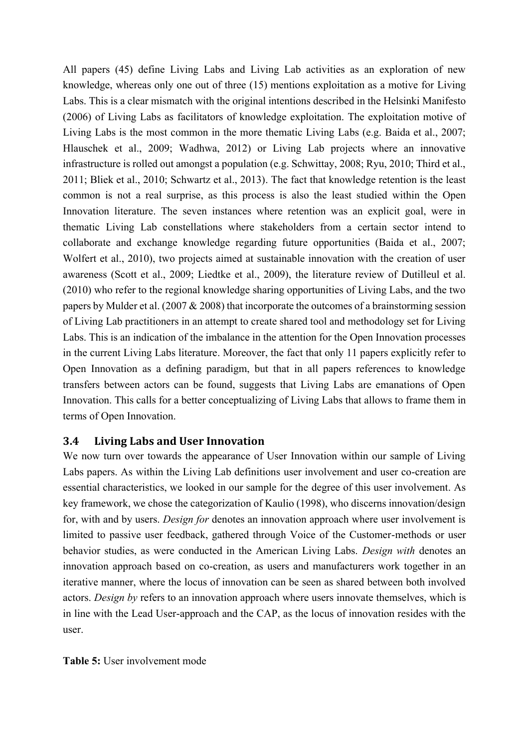All papers (45) define Living Labs and Living Lab activities as an exploration of new knowledge, whereas only one out of three (15) mentions exploitation as a motive for Living Labs. This is a clear mismatch with the original intentions described in the Helsinki Manifesto (2006) of Living Labs as facilitators of knowledge exploitation. The exploitation motive of Living Labs is the most common in the more thematic Living Labs (e.g. Baida et al., 2007; Hlauschek et al., 2009; Wadhwa, 2012) or Living Lab projects where an innovative infrastructure is rolled out amongst a population (e.g. Schwittay, 2008; Ryu, 2010; Third et al., 2011; Bliek et al., 2010; Schwartz et al., 2013). The fact that knowledge retention is the least common is not a real surprise, as this process is also the least studied within the Open Innovation literature. The seven instances where retention was an explicit goal, were in thematic Living Lab constellations where stakeholders from a certain sector intend to collaborate and exchange knowledge regarding future opportunities (Baida et al., 2007; Wolfert et al., 2010), two projects aimed at sustainable innovation with the creation of user awareness (Scott et al., 2009; Liedtke et al., 2009), the literature review of Dutilleul et al. (2010) who refer to the regional knowledge sharing opportunities of Living Labs, and the two papers by Mulder et al. (2007 & 2008) that incorporate the outcomes of a brainstorming session of Living Lab practitioners in an attempt to create shared tool and methodology set for Living Labs. This is an indication of the imbalance in the attention for the Open Innovation processes in the current Living Labs literature. Moreover, the fact that only 11 papers explicitly refer to Open Innovation as a defining paradigm, but that in all papers references to knowledge transfers between actors can be found, suggests that Living Labs are emanations of Open Innovation. This calls for a better conceptualizing of Living Labs that allows to frame them in terms of Open Innovation.

### 3.4 Living Labs and User Innovation

We now turn over towards the appearance of User Innovation within our sample of Living Labs papers. As within the Living Lab definitions user involvement and user co-creation are essential characteristics, we looked in our sample for the degree of this user involvement. As key framework, we chose the categorization of Kaulio (1998), who discerns innovation/design for, with and by users. *Design for* denotes an innovation approach where user involvement is limited to passive user feedback, gathered through Voice of the Customer-methods or user behavior studies, as were conducted in the American Living Labs. *Design with* denotes an innovation approach based on co-creation, as users and manufacturers work together in an iterative manner, where the locus of innovation can be seen as shared between both involved actors. *Design by* refers to an innovation approach where users innovate themselves, which is in line with the Lead User-approach and the CAP, as the locus of innovation resides with the user.

**Table 5:** User involvement mode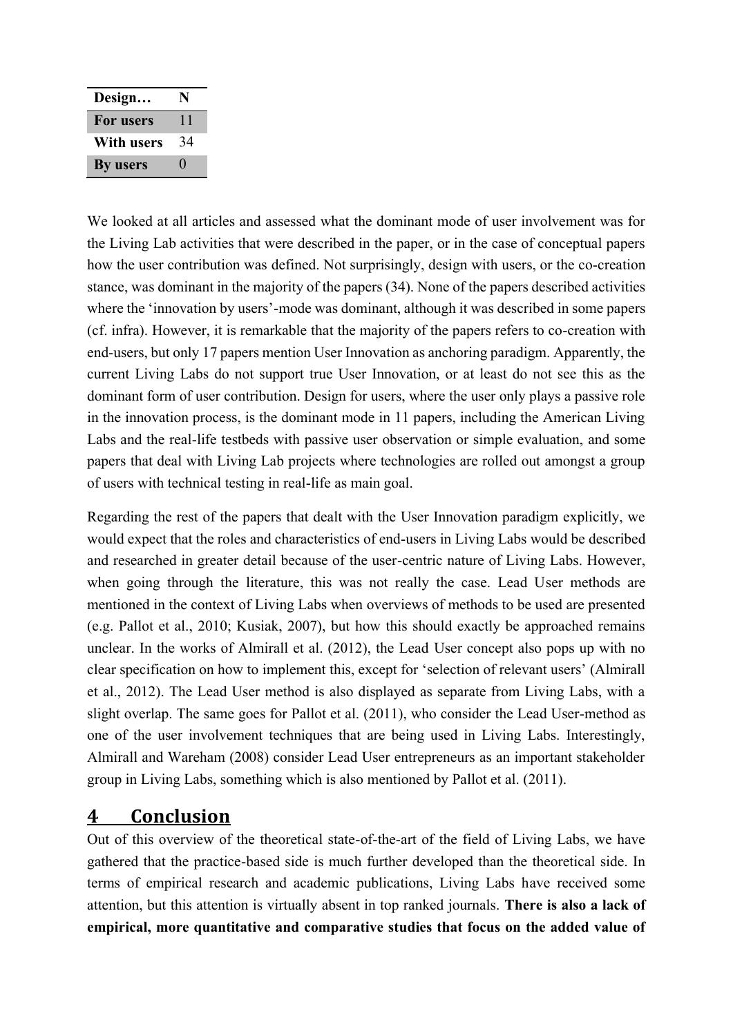| Design… | N |
|---|---|
| **For users** | 11 |
| **With users** | 34 |
| **By users** | 0 |

We looked at all articles and assessed what the dominant mode of user involvement was for the Living Lab activities that were described in the paper, or in the case of conceptual papers how the user contribution was defined. Not surprisingly, design with users, or the co-creation stance, was dominant in the majority of the papers (34). None of the papers described activities where the 'innovation by users'-mode was dominant, although it was described in some papers (cf. infra). However, it is remarkable that the majority of the papers refers to co-creation with end-users, but only 17 papers mention User Innovation as anchoring paradigm. Apparently, the current Living Labs do not support true User Innovation, or at least do not see this as the dominant form of user contribution. Design for users, where the user only plays a passive role in the innovation process, is the dominant mode in 11 papers, including the American Living Labs and the real-life testbeds with passive user observation or simple evaluation, and some papers that deal with Living Lab projects where technologies are rolled out amongst a group of users with technical testing in real-life as main goal.

Regarding the rest of the papers that dealt with the User Innovation paradigm explicitly, we would expect that the roles and characteristics of end-users in Living Labs would be described and researched in greater detail because of the user-centric nature of Living Labs. However, when going through the literature, this was not really the case. Lead User methods are mentioned in the context of Living Labs when overviews of methods to be used are presented (e.g. Pallot et al., 2010; Kusiak, 2007), but how this should exactly be approached remains unclear. In the works of Almirall et al. (2012), the Lead User concept also pops up with no clear specification on how to implement this, except for 'selection of relevant users' (Almirall et al., 2012). The Lead User method is also displayed as separate from Living Labs, with a slight overlap. The same goes for Pallot et al. (2011), who consider the Lead User-method as one of the user involvement techniques that are being used in Living Labs. Interestingly, Almirall and Wareham (2008) consider Lead User entrepreneurs as an important stakeholder group in Living Labs, something which is also mentioned by Pallot et al. (2011).

# 4 Conclusion

Out of this overview of the theoretical state-of-the-art of the field of Living Labs, we have gathered that the practice-based side is much further developed than the theoretical side. In terms of empirical research and academic publications, Living Labs have received some attention, but this attention is virtually absent in top ranked journals. **There is also a lack of empirical, more quantitative and comparative studies that focus on the added value of**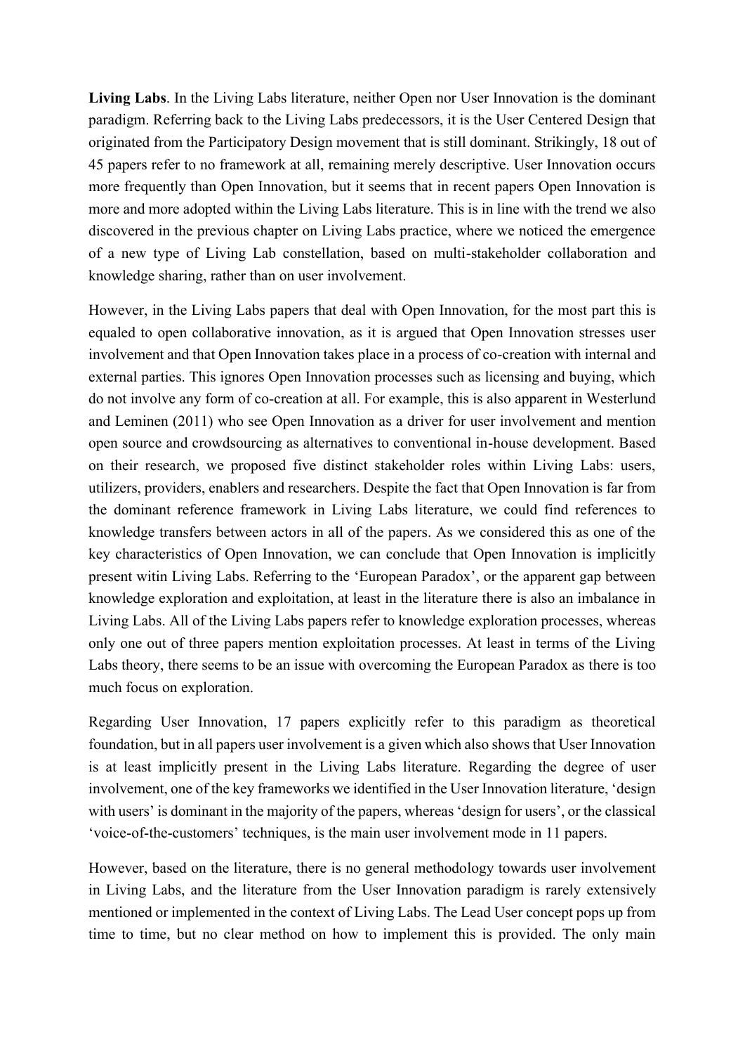**Living Labs**. In the Living Labs literature, neither Open nor User Innovation is the dominant paradigm. Referring back to the Living Labs predecessors, it is the User Centered Design that originated from the Participatory Design movement that is still dominant. Strikingly, 18 out of 45 papers refer to no framework at all, remaining merely descriptive. User Innovation occurs more frequently than Open Innovation, but it seems that in recent papers Open Innovation is more and more adopted within the Living Labs literature. This is in line with the trend we also discovered in the previous chapter on Living Labs practice, where we noticed the emergence of a new type of Living Lab constellation, based on multi-stakeholder collaboration and knowledge sharing, rather than on user involvement.

However, in the Living Labs papers that deal with Open Innovation, for the most part this is equaled to open collaborative innovation, as it is argued that Open Innovation stresses user involvement and that Open Innovation takes place in a process of co-creation with internal and external parties. This ignores Open Innovation processes such as licensing and buying, which do not involve any form of co-creation at all. For example, this is also apparent in Westerlund and Leminen (2011) who see Open Innovation as a driver for user involvement and mention open source and crowdsourcing as alternatives to conventional in-house development. Based on their research, we proposed five distinct stakeholder roles within Living Labs: users, utilizers, providers, enablers and researchers. Despite the fact that Open Innovation is far from the dominant reference framework in Living Labs literature, we could find references to knowledge transfers between actors in all of the papers. As we considered this as one of the key characteristics of Open Innovation, we can conclude that Open Innovation is implicitly present witin Living Labs. Referring to the 'European Paradox', or the apparent gap between knowledge exploration and exploitation, at least in the literature there is also an imbalance in Living Labs. All of the Living Labs papers refer to knowledge exploration processes, whereas only one out of three papers mention exploitation processes. At least in terms of the Living Labs theory, there seems to be an issue with overcoming the European Paradox as there is too much focus on exploration.

Regarding User Innovation, 17 papers explicitly refer to this paradigm as theoretical foundation, but in all papers user involvement is a given which also shows that User Innovation is at least implicitly present in the Living Labs literature. Regarding the degree of user involvement, one of the key frameworks we identified in the User Innovation literature, 'design with users' is dominant in the majority of the papers, whereas 'design for users', or the classical 'voice-of-the-customers' techniques, is the main user involvement mode in 11 papers.

However, based on the literature, there is no general methodology towards user involvement in Living Labs, and the literature from the User Innovation paradigm is rarely extensively mentioned or implemented in the context of Living Labs. The Lead User concept pops up from time to time, but no clear method on how to implement this is provided. The only main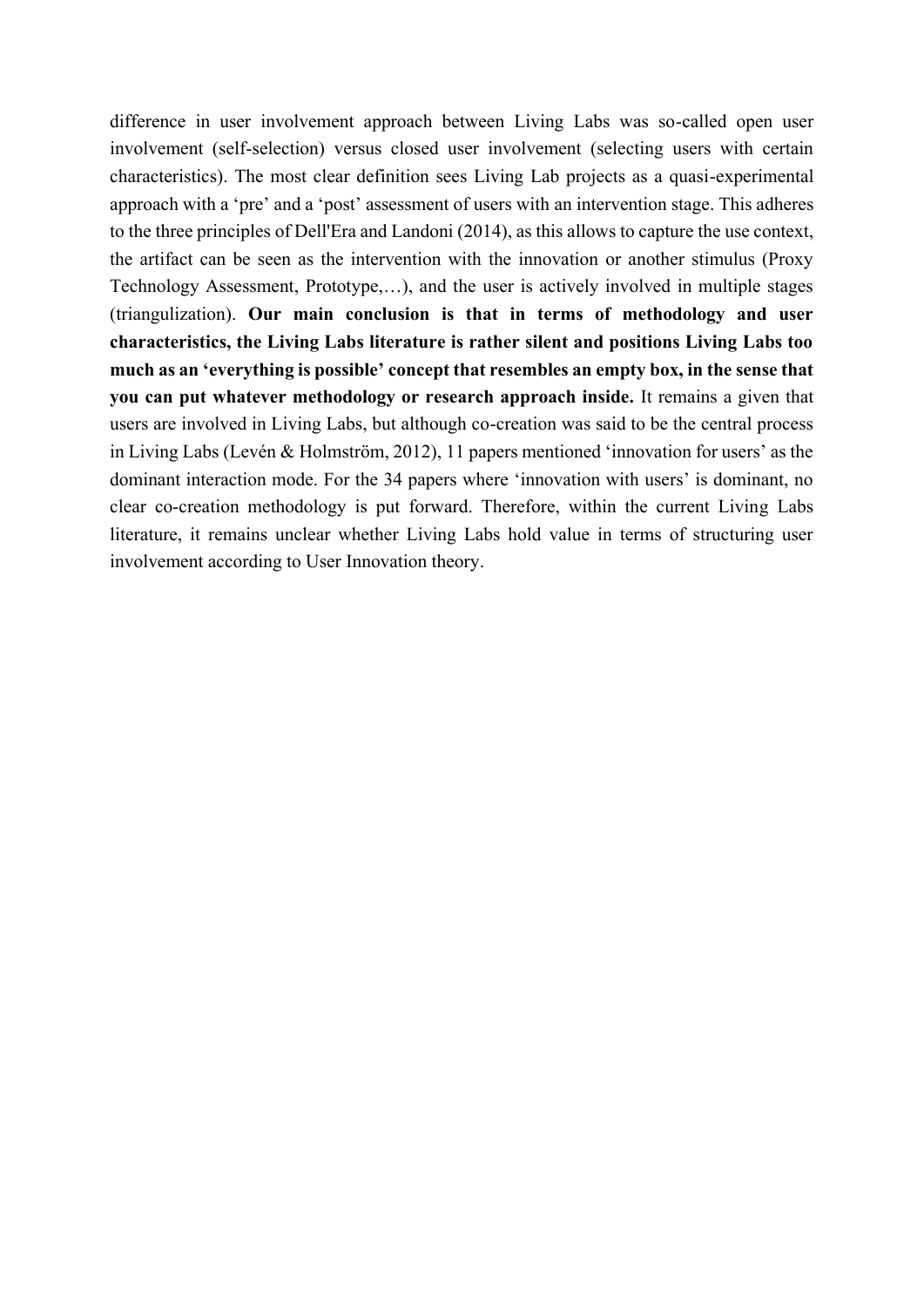difference in user involvement approach between Living Labs was so-called open user involvement (self-selection) versus closed user involvement (selecting users with certain characteristics). The most clear definition sees Living Lab projects as a quasi-experimental approach with a 'pre' and a 'post' assessment of users with an intervention stage. This adheres to the three principles of Dell'Era and Landoni (2014), as this allows to capture the use context, the artifact can be seen as the intervention with the innovation or another stimulus (Proxy Technology Assessment, Prototype,…), and the user is actively involved in multiple stages (triangulization). **Our main conclusion is that in terms of methodology and user characteristics, the Living Labs literature is rather silent and positions Living Labs too much as an 'everything is possible' concept that resembles an empty box, in the sense that you can put whatever methodology or research approach inside.** It remains a given that users are involved in Living Labs, but although co-creation was said to be the central process in Living Labs (Levén & Holmström, 2012), 11 papers mentioned 'innovation for users' as the dominant interaction mode. For the 34 papers where 'innovation with users' is dominant, no clear co-creation methodology is put forward. Therefore, within the current Living Labs literature, it remains unclear whether Living Labs hold value in terms of structuring user involvement according to User Innovation theory.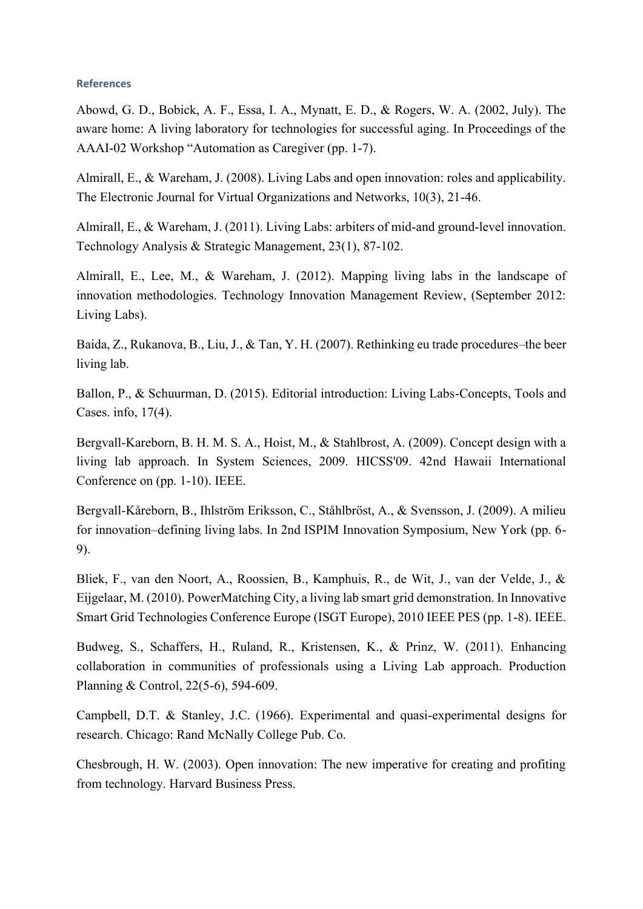## References

Abowd, G. D., Bobick, A. F., Essa, I. A., Mynatt, E. D., & Rogers, W. A. (2002, July). The aware home: A living laboratory for technologies for successful aging. In Proceedings of the AAAI-02 Workshop "Automation as Caregiver (pp. 1-7).

Almirall, E., & Wareham, J. (2008). Living Labs and open innovation: roles and applicability. The Electronic Journal for Virtual Organizations and Networks, 10(3), 21-46.

Almirall, E., & Wareham, J. (2011). Living Labs: arbiters of mid-and ground-level innovation. Technology Analysis & Strategic Management, 23(1), 87-102.

Almirall, E., Lee, M., & Wareham, J. (2012). Mapping living labs in the landscape of innovation methodologies. Technology Innovation Management Review, (September 2012: Living Labs).

Baida, Z., Rukanova, B., Liu, J., & Tan, Y. H. (2007). Rethinking eu trade procedures–the beer living lab.

Ballon, P., & Schuurman, D. (2015). Editorial introduction: Living Labs-Concepts, Tools and Cases. info, 17(4).

Bergvall-Kareborn, B. H. M. S. A., Hoist, M., & Stahlbrost, A. (2009). Concept design with a living lab approach. In System Sciences, 2009. HICSS'09. 42nd Hawaii International Conference on (pp. 1-10). IEEE.

Bergvall-Kåreborn, B., Ihlström Eriksson, C., Ståhlbröst, A., & Svensson, J. (2009). A milieu for innovation–defining living labs. In 2nd ISPIM Innovation Symposium, New York (pp. 6-9).

Bliek, F., van den Noort, A., Roossien, B., Kamphuis, R., de Wit, J., van der Velde, J., & Eijgelaar, M. (2010). PowerMatching City, a living lab smart grid demonstration. In Innovative Smart Grid Technologies Conference Europe (ISGT Europe), 2010 IEEE PES (pp. 1-8). IEEE.

Budweg, S., Schaffers, H., Ruland, R., Kristensen, K., & Prinz, W. (2011). Enhancing collaboration in communities of professionals using a Living Lab approach. Production Planning & Control, 22(5-6), 594-609.

Campbell, D.T. & Stanley, J.C. (1966). Experimental and quasi-experimental designs for research. Chicago: Rand McNally College Pub. Co.

Chesbrough, H. W. (2003). Open innovation: The new imperative for creating and profiting from technology. Harvard Business Press.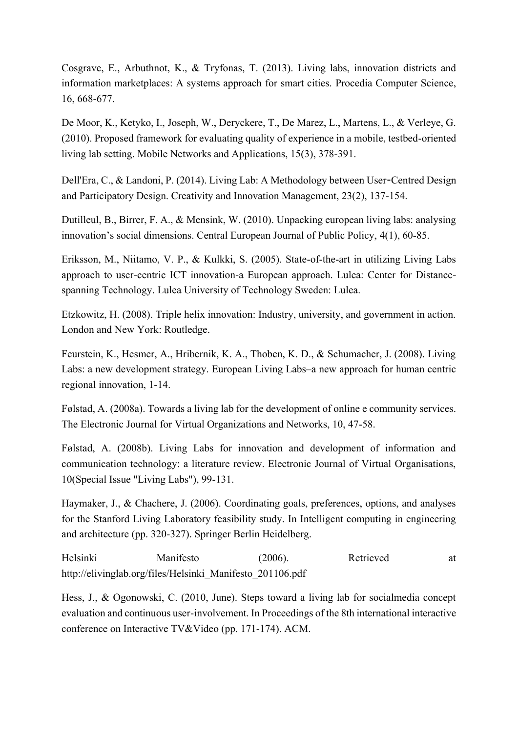Cosgrave, E., Arbuthnot, K., & Tryfonas, T. (2013). Living labs, innovation districts and information marketplaces: A systems approach for smart cities. Procedia Computer Science, 16, 668-677.

De Moor, K., Ketyko, I., Joseph, W., Deryckere, T., De Marez, L., Martens, L., & Verleye, G. (2010). Proposed framework for evaluating quality of experience in a mobile, testbed-oriented living lab setting. Mobile Networks and Applications, 15(3), 378-391.

Dell'Era, C., & Landoni, P. (2014). Living Lab: A Methodology between User‐Centred Design and Participatory Design. Creativity and Innovation Management, 23(2), 137-154.

Dutilleul, B., Birrer, F. A., & Mensink, W. (2010). Unpacking european living labs: analysing innovation's social dimensions. Central European Journal of Public Policy, 4(1), 60-85.

Eriksson, M., Niitamo, V. P., & Kulkki, S. (2005). State-of-the-art in utilizing Living Labs approach to user-centric ICT innovation-a European approach. Lulea: Center for Distance-spanning Technology. Lulea University of Technology Sweden: Lulea.

Etzkowitz, H. (2008). Triple helix innovation: Industry, university, and government in action. London and New York: Routledge.

Feurstein, K., Hesmer, A., Hribernik, K. A., Thoben, K. D., & Schumacher, J. (2008). Living Labs: a new development strategy. European Living Labs–a new approach for human centric regional innovation, 1-14.

Følstad, A. (2008a). Towards a living lab for the development of online e community services. The Electronic Journal for Virtual Organizations and Networks, 10, 47-58.

Følstad, A. (2008b). Living Labs for innovation and development of information and communication technology: a literature review. Electronic Journal of Virtual Organisations, 10(Special Issue "Living Labs"), 99-131.

Haymaker, J., & Chachere, J. (2006). Coordinating goals, preferences, options, and analyses for the Stanford Living Laboratory feasibility study. In Intelligent computing in engineering and architecture (pp. 320-327). Springer Berlin Heidelberg.

Helsinki Manifesto (2006). Retrieved at http://elivinglab.org/files/Helsinki_Manifesto_201106.pdf

Hess, J., & Ogonowski, C. (2010, June). Steps toward a living lab for socialmedia concept evaluation and continuous user-involvement. In Proceedings of the 8th international interactive conference on Interactive TV&Video (pp. 171-174). ACM.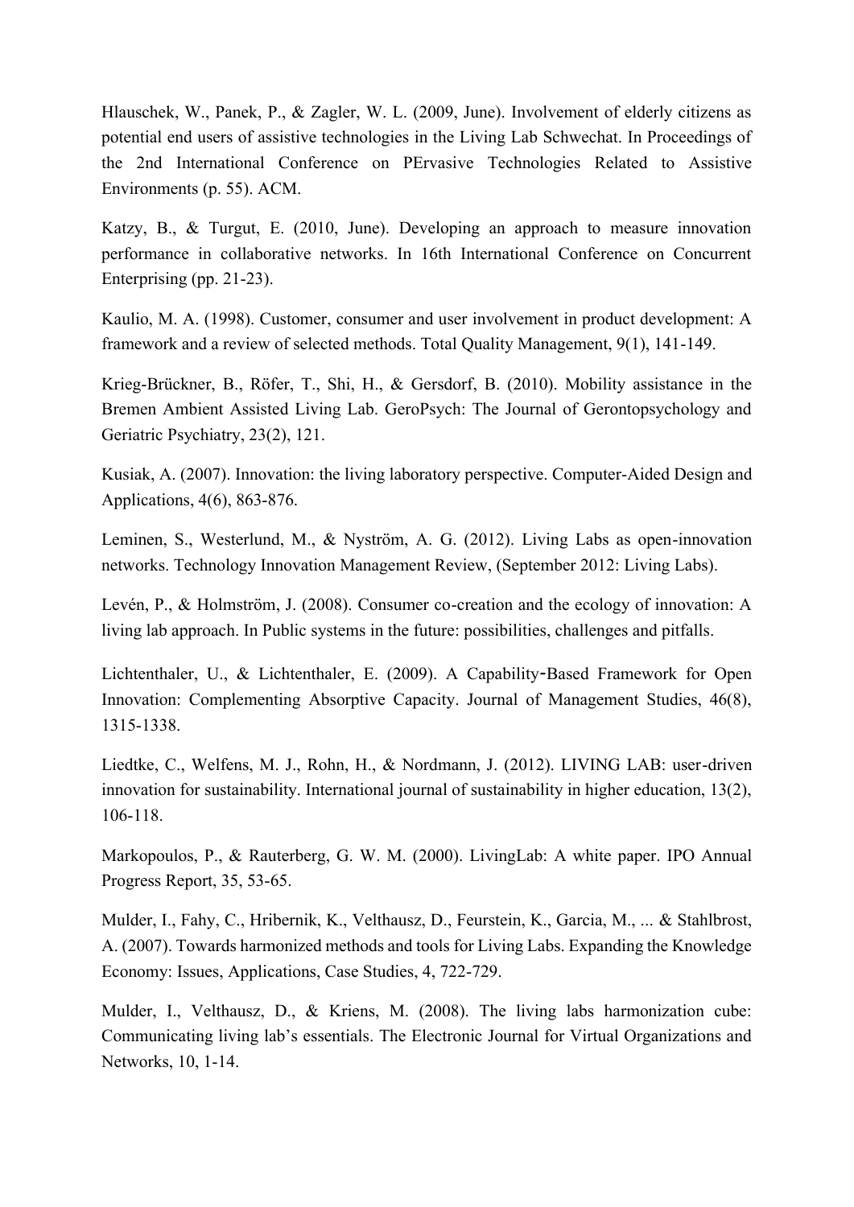Hlauschek, W., Panek, P., & Zagler, W. L. (2009, June). Involvement of elderly citizens as potential end users of assistive technologies in the Living Lab Schwechat. In Proceedings of the 2nd International Conference on PErvasive Technologies Related to Assistive Environments (p. 55). ACM.

Katzy, B., & Turgut, E. (2010, June). Developing an approach to measure innovation performance in collaborative networks. In 16th International Conference on Concurrent Enterprising (pp. 21-23).

Kaulio, M. A. (1998). Customer, consumer and user involvement in product development: A framework and a review of selected methods. Total Quality Management, 9(1), 141-149.

Krieg-Brückner, B., Röfer, T., Shi, H., & Gersdorf, B. (2010). Mobility assistance in the Bremen Ambient Assisted Living Lab. GeroPsych: The Journal of Gerontopsychology and Geriatric Psychiatry, 23(2), 121.

Kusiak, A. (2007). Innovation: the living laboratory perspective. Computer-Aided Design and Applications, 4(6), 863-876.

Leminen, S., Westerlund, M., & Nyström, A. G. (2012). Living Labs as open-innovation networks. Technology Innovation Management Review, (September 2012: Living Labs).

Levén, P., & Holmström, J. (2008). Consumer co-creation and the ecology of innovation: A living lab approach. In Public systems in the future: possibilities, challenges and pitfalls.

Lichtenthaler, U., & Lichtenthaler, E. (2009). A Capability-Based Framework for Open Innovation: Complementing Absorptive Capacity. Journal of Management Studies, 46(8), 1315-1338.

Liedtke, C., Welfens, M. J., Rohn, H., & Nordmann, J. (2012). LIVING LAB: user-driven innovation for sustainability. International journal of sustainability in higher education, 13(2), 106-118.

Markopoulos, P., & Rauterberg, G. W. M. (2000). LivingLab: A white paper. IPO Annual Progress Report, 35, 53-65.

Mulder, I., Fahy, C., Hribernik, K., Velthausz, D., Feurstein, K., Garcia, M., ... & Stahlbrost, A. (2007). Towards harmonized methods and tools for Living Labs. Expanding the Knowledge Economy: Issues, Applications, Case Studies, 4, 722-729.

Mulder, I., Velthausz, D., & Kriens, M. (2008). The living labs harmonization cube: Communicating living lab's essentials. The Electronic Journal for Virtual Organizations and Networks, 10, 1-14.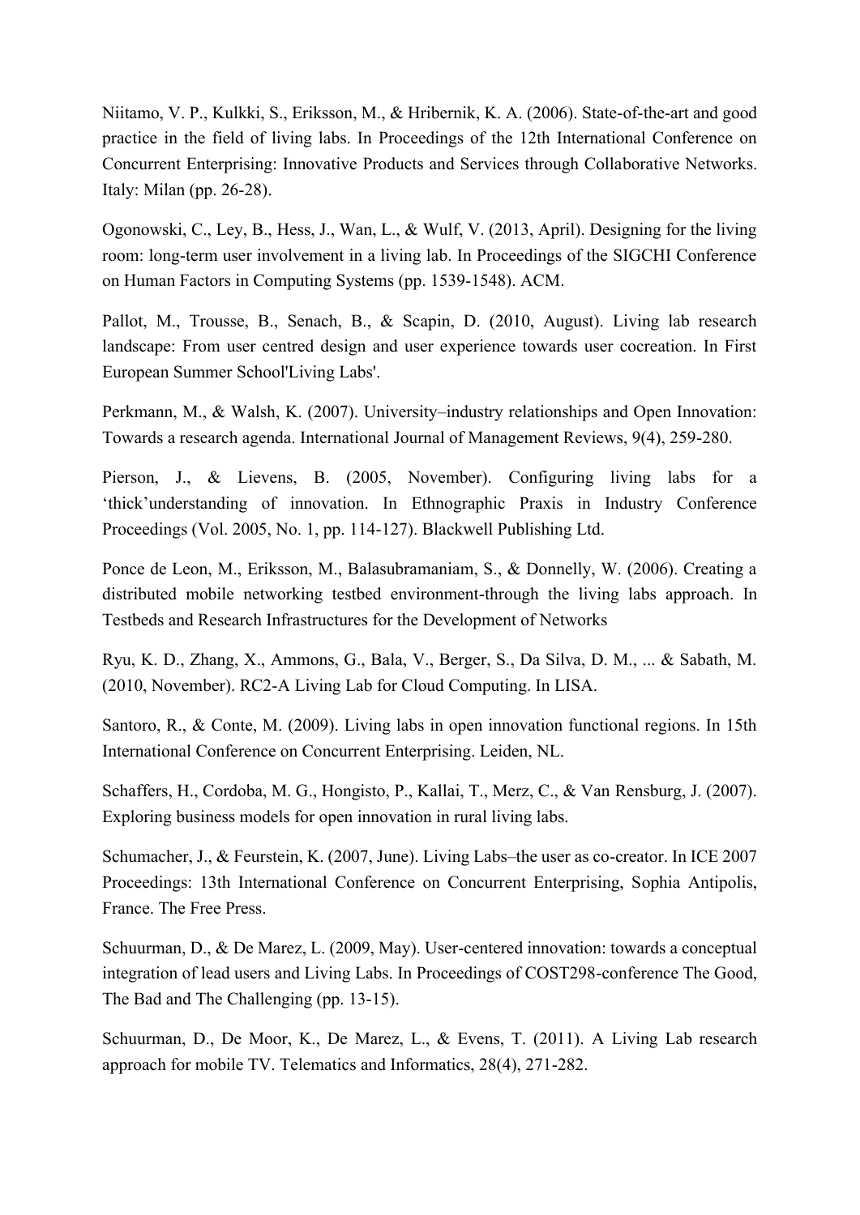Niitamo, V. P., Kulkki, S., Eriksson, M., & Hribernik, K. A. (2006). State-of-the-art and good practice in the field of living labs. In Proceedings of the 12th International Conference on Concurrent Enterprising: Innovative Products and Services through Collaborative Networks. Italy: Milan (pp. 26-28).

Ogonowski, C., Ley, B., Hess, J., Wan, L., & Wulf, V. (2013, April). Designing for the living room: long-term user involvement in a living lab. In Proceedings of the SIGCHI Conference on Human Factors in Computing Systems (pp. 1539-1548). ACM.

Pallot, M., Trousse, B., Senach, B., & Scapin, D. (2010, August). Living lab research landscape: From user centred design and user experience towards user cocreation. In First European Summer School'Living Labs'.

Perkmann, M., & Walsh, K. (2007). University–industry relationships and Open Innovation: Towards a research agenda. International Journal of Management Reviews, 9(4), 259-280.

Pierson, J., & Lievens, B. (2005, November). Configuring living labs for a 'thick'understanding of innovation. In Ethnographic Praxis in Industry Conference Proceedings (Vol. 2005, No. 1, pp. 114-127). Blackwell Publishing Ltd.

Ponce de Leon, M., Eriksson, M., Balasubramaniam, S., & Donnelly, W. (2006). Creating a distributed mobile networking testbed environment-through the living labs approach. In Testbeds and Research Infrastructures for the Development of Networks

Ryu, K. D., Zhang, X., Ammons, G., Bala, V., Berger, S., Da Silva, D. M., ... & Sabath, M. (2010, November). RC2-A Living Lab for Cloud Computing. In LISA.

Santoro, R., & Conte, M. (2009). Living labs in open innovation functional regions. In 15th International Conference on Concurrent Enterprising. Leiden, NL.

Schaffers, H., Cordoba, M. G., Hongisto, P., Kallai, T., Merz, C., & Van Rensburg, J. (2007). Exploring business models for open innovation in rural living labs.

Schumacher, J., & Feurstein, K. (2007, June). Living Labs–the user as co-creator. In ICE 2007 Proceedings: 13th International Conference on Concurrent Enterprising, Sophia Antipolis, France. The Free Press.

Schuurman, D., & De Marez, L. (2009, May). User-centered innovation: towards a conceptual integration of lead users and Living Labs. In Proceedings of COST298-conference The Good, The Bad and The Challenging (pp. 13-15).

Schuurman, D., De Moor, K., De Marez, L., & Evens, T. (2011). A Living Lab research approach for mobile TV. Telematics and Informatics, 28(4), 271-282.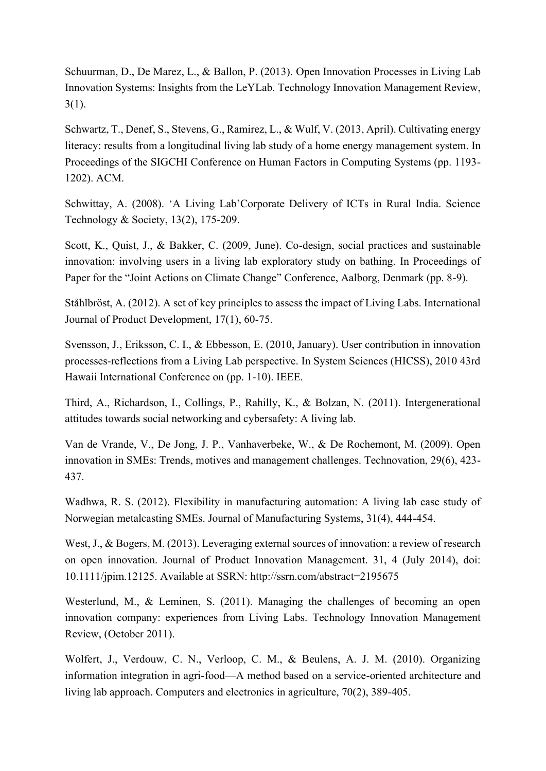Schuurman, D., De Marez, L., & Ballon, P. (2013). Open Innovation Processes in Living Lab Innovation Systems: Insights from the LeYLab. Technology Innovation Management Review, 3(1).

Schwartz, T., Denef, S., Stevens, G., Ramirez, L., & Wulf, V. (2013, April). Cultivating energy literacy: results from a longitudinal living lab study of a home energy management system. In Proceedings of the SIGCHI Conference on Human Factors in Computing Systems (pp. 1193-1202). ACM.

Schwittay, A. (2008). 'A Living Lab'Corporate Delivery of ICTs in Rural India. Science Technology & Society, 13(2), 175-209.

Scott, K., Quist, J., & Bakker, C. (2009, June). Co-design, social practices and sustainable innovation: involving users in a living lab exploratory study on bathing. In Proceedings of Paper for the "Joint Actions on Climate Change" Conference, Aalborg, Denmark (pp. 8-9).

Ståhlbröst, A. (2012). A set of key principles to assess the impact of Living Labs. International Journal of Product Development, 17(1), 60-75.

Svensson, J., Eriksson, C. I., & Ebbesson, E. (2010, January). User contribution in innovation processes-reflections from a Living Lab perspective. In System Sciences (HICSS), 2010 43rd Hawaii International Conference on (pp. 1-10). IEEE.

Third, A., Richardson, I., Collings, P., Rahilly, K., & Bolzan, N. (2011). Intergenerational attitudes towards social networking and cybersafety: A living lab.

Van de Vrande, V., De Jong, J. P., Vanhaverbeke, W., & De Rochemont, M. (2009). Open innovation in SMEs: Trends, motives and management challenges. Technovation, 29(6), 423-437.

Wadhwa, R. S. (2012). Flexibility in manufacturing automation: A living lab case study of Norwegian metalcasting SMEs. Journal of Manufacturing Systems, 31(4), 444-454.

West, J., & Bogers, M. (2013). Leveraging external sources of innovation: a review of research on open innovation. Journal of Product Innovation Management. 31, 4 (July 2014), doi: 10.1111/jpim.12125. Available at SSRN: http://ssrn.com/abstract=2195675

Westerlund, M., & Leminen, S. (2011). Managing the challenges of becoming an open innovation company: experiences from Living Labs. Technology Innovation Management Review, (October 2011).

Wolfert, J., Verdouw, C. N., Verloop, C. M., & Beulens, A. J. M. (2010). Organizing information integration in agri-food—A method based on a service-oriented architecture and living lab approach. Computers and electronics in agriculture, 70(2), 389-405.